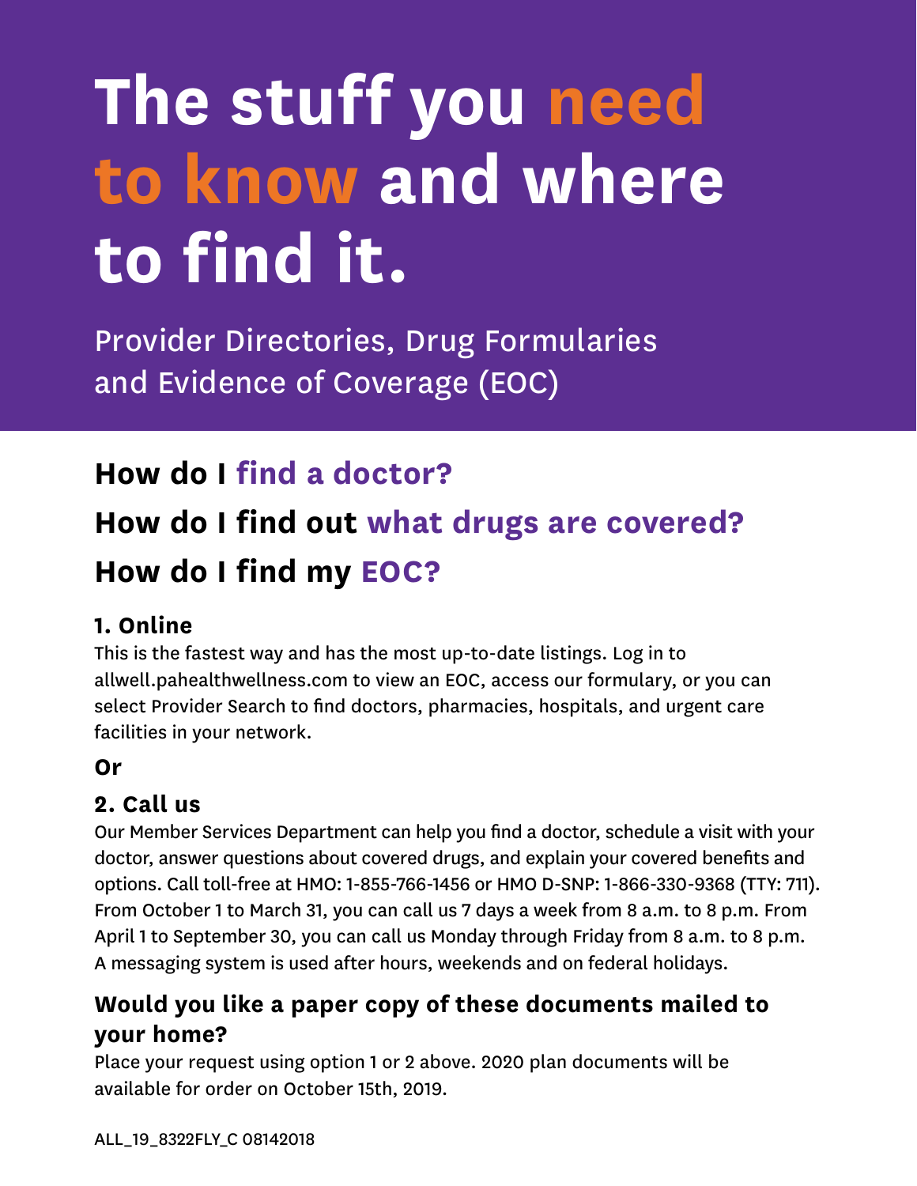# The stuff you need to know and where to find it.

Provider Directories, Drug Formularies and Evidence of Coverage (EOC)

## How do I find a doctor?

## How do I find out what drugs are covered?

## How do I find my EOC?

### 1. Online

This is the fastest way and has the most up-to-date listings. Log in to allwell.pahealthwellness.com to view an EOC, access our formulary, or you can select Provider Search to find doctors, pharmacies, hospitals, and urgent care facilities in your network.

**Or**

### 2. Call us

Our Member Services Department can help you find a doctor, schedule a visit with your doctor, answer questions about covered drugs, and explain your covered benefits and options. Call toll-free at HMO: 1-855-766-1456 or HMO D-SNP: 1-866-330-9368 (TTY: 711). From October 1 to March 31, you can call us 7 days a week from 8 a.m. to 8 p.m. From April 1 to September 30, you can call us Monday through Friday from 8 a.m. to 8 p.m. A messaging system is used after hours, weekends and on federal holidays.

### Would you like a paper copy of these documents mailed to your home?

Place your request using option 1 or 2 above. 2020 plan documents will be available for order on October 15th, 2019.

ALL_19_8322FLY_C 08142018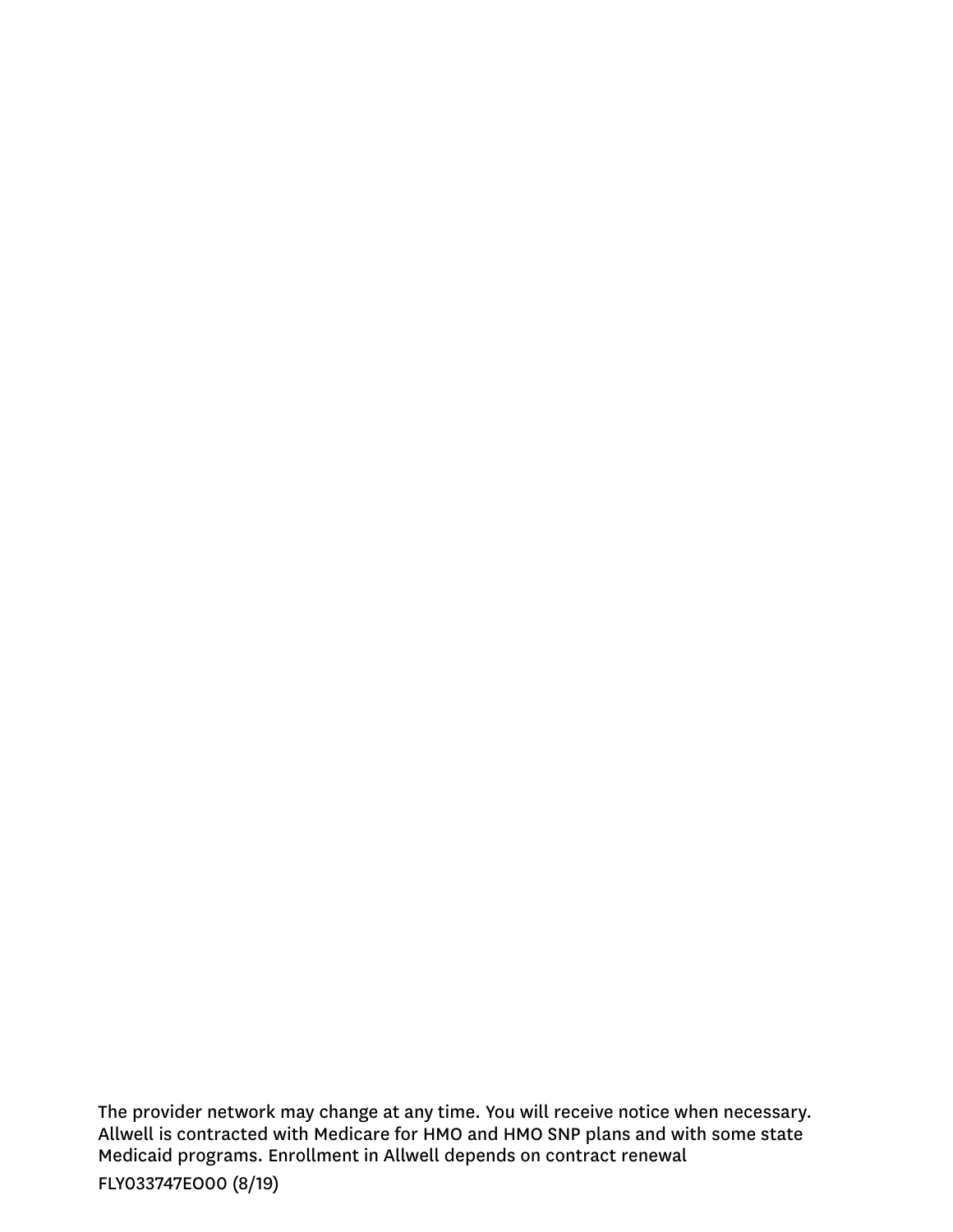The provider network may change at any time. You will receive notice when necessary. Allwell is contracted with Medicare for HMO and HMO SNP plans and with some state Medicaid programs. Enrollment in Allwell depends on contract renewal

FLY033747EO00 (8/19)